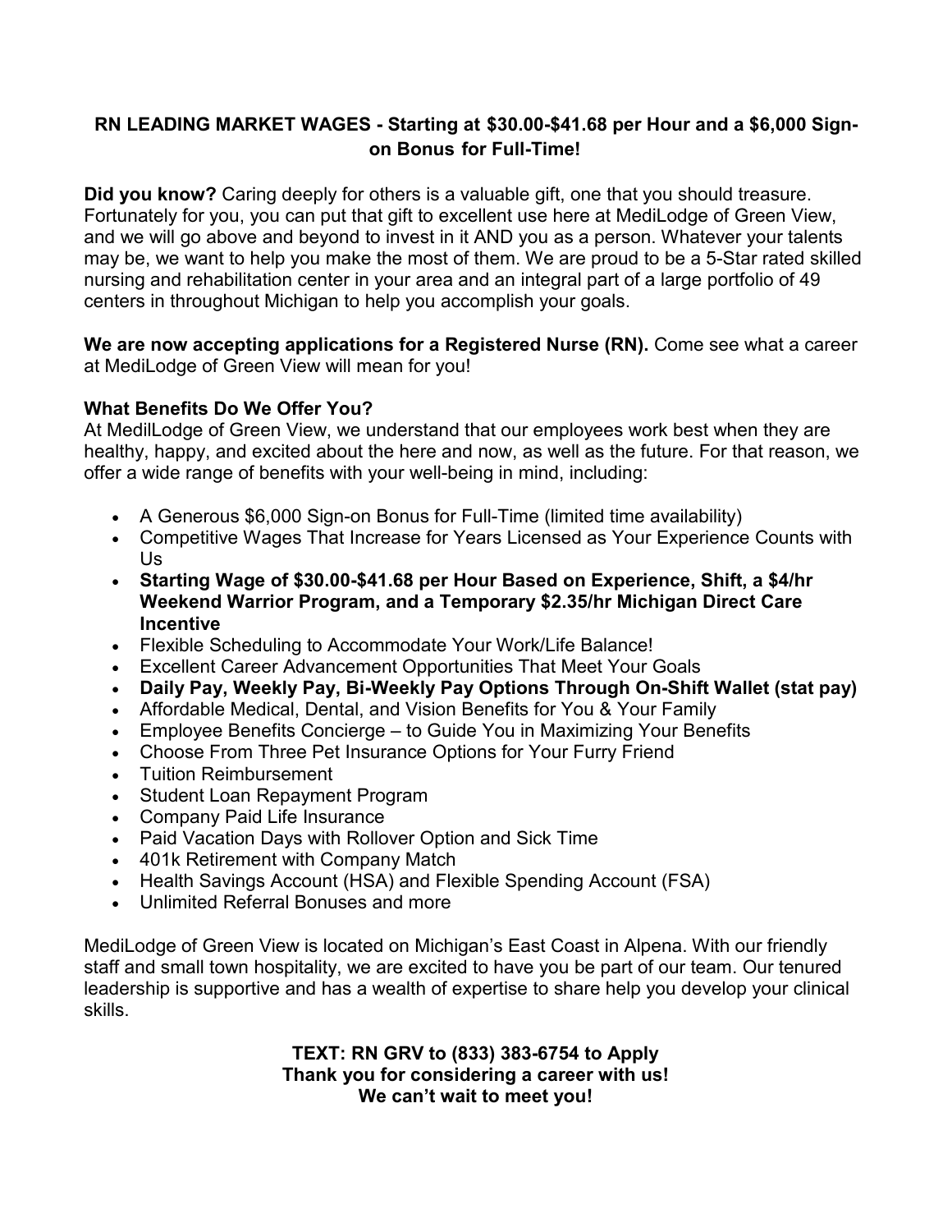**RN LEADING MARKET WAGES - Starting at $30.00-$41.68 per Hour and a $6,000 Sign-on Bonus for Full-Time!**

**Did you know?** Caring deeply for others is a valuable gift, one that you should treasure. Fortunately for you, you can put that gift to excellent use here at MediLodge of Green View, and we will go above and beyond to invest in it AND you as a person. Whatever your talents may be, we want to help you make the most of them. We are proud to be a 5-Star rated skilled nursing and rehabilitation center in your area and an integral part of a large portfolio of 49 centers in throughout Michigan to help you accomplish your goals.

**We are now accepting applications for a Registered Nurse (RN).** Come see what a career at MediLodge of Green View will mean for you!

**What Benefits Do We Offer You?**
At MedilLodge of Green View, we understand that our employees work best when they are healthy, happy, and excited about the here and now, as well as the future. For that reason, we offer a wide range of benefits with your well-being in mind, including:

- A Generous $6,000 Sign-on Bonus for Full-Time (limited time availability)
- Competitive Wages That Increase for Years Licensed as Your Experience Counts with Us
- **Starting Wage of $30.00-$41.68 per Hour Based on Experience, Shift, a $4/hr Weekend Warrior Program, and a Temporary $2.35/hr Michigan Direct Care Incentive**
- Flexible Scheduling to Accommodate Your Work/Life Balance!
- Excellent Career Advancement Opportunities That Meet Your Goals
- **Daily Pay, Weekly Pay, Bi-Weekly Pay Options Through On-Shift Wallet (stat pay)**
- Affordable Medical, Dental, and Vision Benefits for You & Your Family
- Employee Benefits Concierge – to Guide You in Maximizing Your Benefits
- Choose From Three Pet Insurance Options for Your Furry Friend
- Tuition Reimbursement
- Student Loan Repayment Program
- Company Paid Life Insurance
- Paid Vacation Days with Rollover Option and Sick Time
- 401k Retirement with Company Match
- Health Savings Account (HSA) and Flexible Spending Account (FSA)
- Unlimited Referral Bonuses and more

MediLodge of Green View is located on Michigan's East Coast in Alpena. With our friendly staff and small town hospitality, we are excited to have you be part of our team. Our tenured leadership is supportive and has a wealth of expertise to share help you develop your clinical skills.

**TEXT: RN GRV to (833) 383-6754 to Apply**
**Thank you for considering a career with us!**
**We can't wait to meet you!**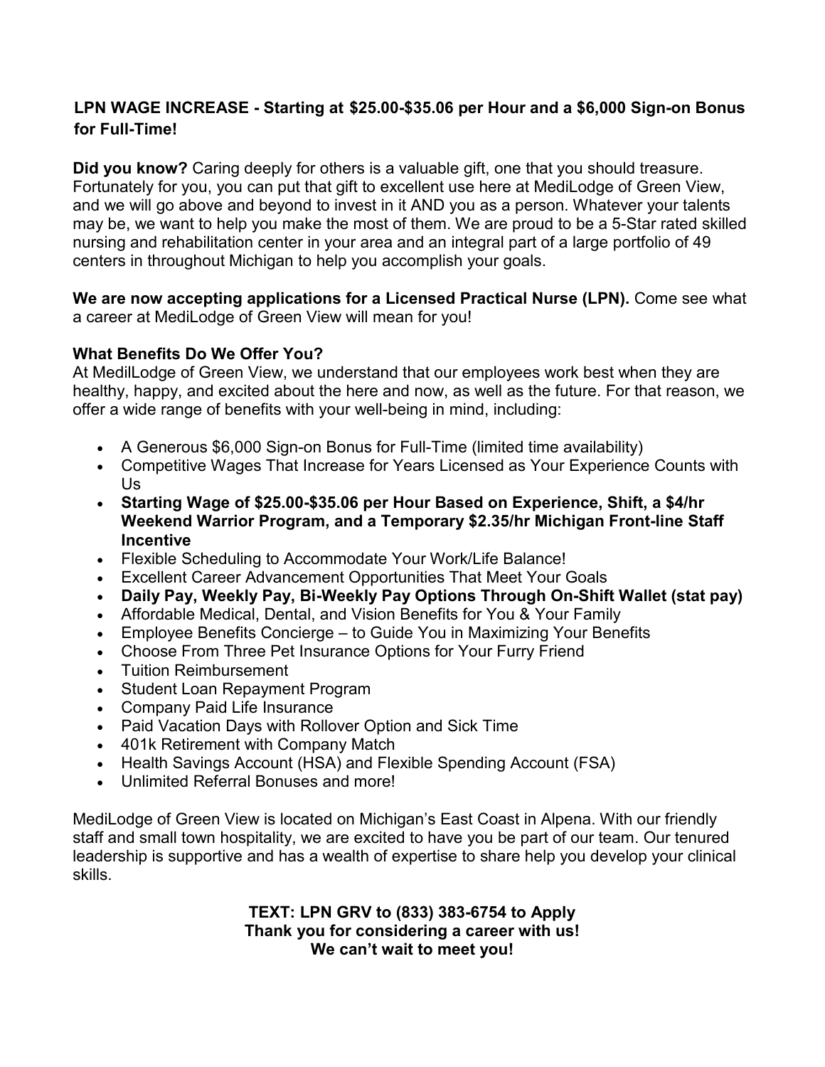**LPN WAGE INCREASE - Starting at $25.00-$35.06 per Hour and a $6,000 Sign-on Bonus for Full-Time!**

**Did you know?** Caring deeply for others is a valuable gift, one that you should treasure. Fortunately for you, you can put that gift to excellent use here at MediLodge of Green View, and we will go above and beyond to invest in it AND you as a person. Whatever your talents may be, we want to help you make the most of them. We are proud to be a 5-Star rated skilled nursing and rehabilitation center in your area and an integral part of a large portfolio of 49 centers in throughout Michigan to help you accomplish your goals.

**We are now accepting applications for a Licensed Practical Nurse (LPN).** Come see what a career at MediLodge of Green View will mean for you!

**What Benefits Do We Offer You?**

At MedilLodge of Green View, we understand that our employees work best when they are healthy, happy, and excited about the here and now, as well as the future. For that reason, we offer a wide range of benefits with your well-being in mind, including:

- A Generous $6,000 Sign-on Bonus for Full-Time (limited time availability)
- Competitive Wages That Increase for Years Licensed as Your Experience Counts with Us
- **Starting Wage of $25.00-$35.06 per Hour Based on Experience, Shift, a $4/hr Weekend Warrior Program, and a Temporary $2.35/hr Michigan Front-line Staff Incentive**
- Flexible Scheduling to Accommodate Your Work/Life Balance!
- Excellent Career Advancement Opportunities That Meet Your Goals
- **Daily Pay, Weekly Pay, Bi-Weekly Pay Options Through On-Shift Wallet (stat pay)**
- Affordable Medical, Dental, and Vision Benefits for You & Your Family
- Employee Benefits Concierge – to Guide You in Maximizing Your Benefits
- Choose From Three Pet Insurance Options for Your Furry Friend
- Tuition Reimbursement
- Student Loan Repayment Program
- Company Paid Life Insurance
- Paid Vacation Days with Rollover Option and Sick Time
- 401k Retirement with Company Match
- Health Savings Account (HSA) and Flexible Spending Account (FSA)
- Unlimited Referral Bonuses and more!

MediLodge of Green View is located on Michigan's East Coast in Alpena. With our friendly staff and small town hospitality, we are excited to have you be part of our team. Our tenured leadership is supportive and has a wealth of expertise to share help you develop your clinical skills.

**TEXT: LPN GRV to (833) 383-6754 to Apply**
**Thank you for considering a career with us!**
**We can't wait to meet you!**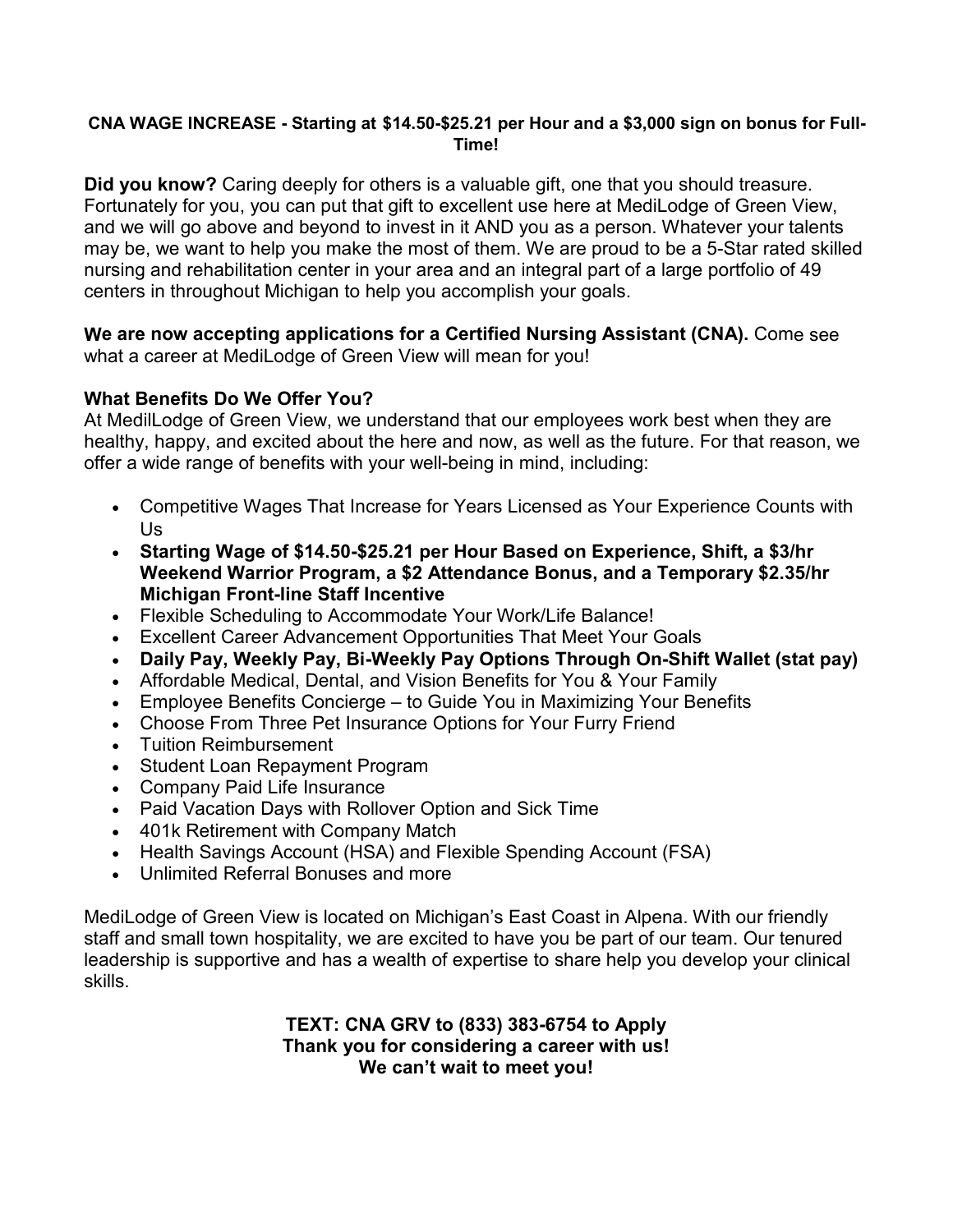**CNA WAGE INCREASE - Starting at $14.50-$25.21 per Hour and a $3,000 sign on bonus for Full-Time!**

**Did you know?** Caring deeply for others is a valuable gift, one that you should treasure. Fortunately for you, you can put that gift to excellent use here at MediLodge of Green View, and we will go above and beyond to invest in it AND you as a person. Whatever your talents may be, we want to help you make the most of them. We are proud to be a 5-Star rated skilled nursing and rehabilitation center in your area and an integral part of a large portfolio of 49 centers in throughout Michigan to help you accomplish your goals.

**We are now accepting applications for a Certified Nursing Assistant (CNA).** Come see what a career at MediLodge of Green View will mean for you!

**What Benefits Do We Offer You?**

At MedilLodge of Green View, we understand that our employees work best when they are healthy, happy, and excited about the here and now, as well as the future. For that reason, we offer a wide range of benefits with your well-being in mind, including:

- Competitive Wages That Increase for Years Licensed as Your Experience Counts with Us
- **Starting Wage of $14.50-$25.21 per Hour Based on Experience, Shift, a $3/hr Weekend Warrior Program, a $2 Attendance Bonus, and a Temporary $2.35/hr Michigan Front-line Staff Incentive**
- Flexible Scheduling to Accommodate Your Work/Life Balance!
- Excellent Career Advancement Opportunities That Meet Your Goals
- **Daily Pay, Weekly Pay, Bi-Weekly Pay Options Through On-Shift Wallet (stat pay)**
- Affordable Medical, Dental, and Vision Benefits for You & Your Family
- Employee Benefits Concierge – to Guide You in Maximizing Your Benefits
- Choose From Three Pet Insurance Options for Your Furry Friend
- Tuition Reimbursement
- Student Loan Repayment Program
- Company Paid Life Insurance
- Paid Vacation Days with Rollover Option and Sick Time
- 401k Retirement with Company Match
- Health Savings Account (HSA) and Flexible Spending Account (FSA)
- Unlimited Referral Bonuses and more

MediLodge of Green View is located on Michigan's East Coast in Alpena. With our friendly staff and small town hospitality, we are excited to have you be part of our team. Our tenured leadership is supportive and has a wealth of expertise to share help you develop your clinical skills.

**TEXT: CNA GRV to (833) 383-6754 to Apply**
**Thank you for considering a career with us!**
**We can't wait to meet you!**